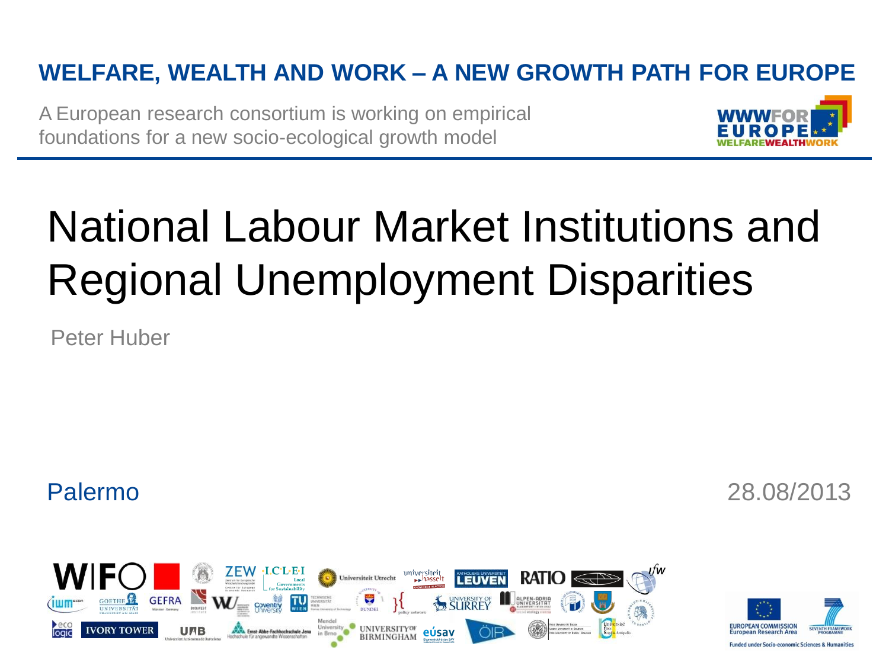**WELFARE, WEALTH AND WORK – A NEW GROWTH PATH FOR EUROPE**

A European research consortium is working on empirical foundations for a new socio-ecological growth model

# National Labour Market Institutions and Regional Unemployment Disparities

Peter Huber

Palermo

28.08/2013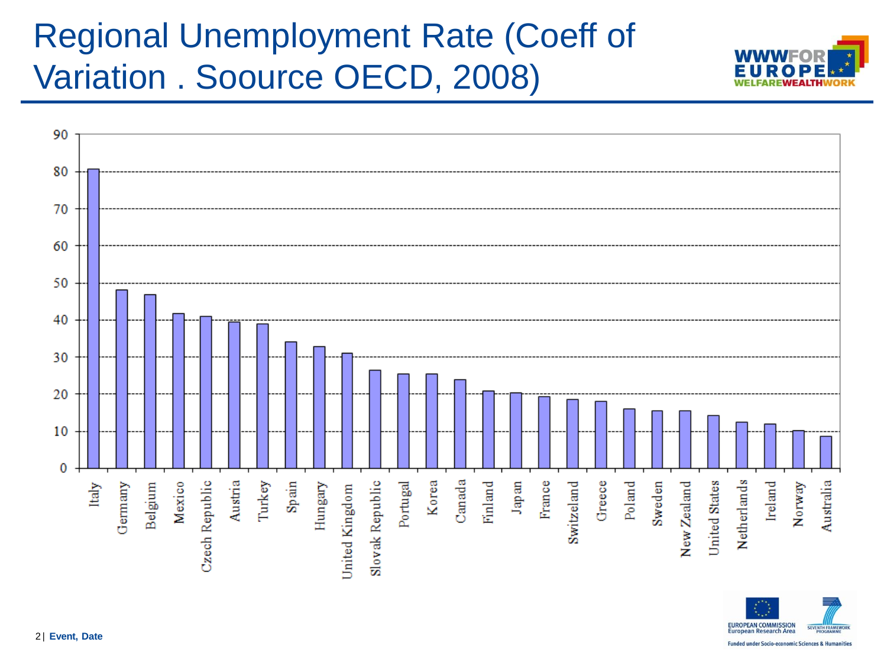# Regional Unemployment Rate (Coeff of Variation . Soource OECD, 2008)

Countries shown, in the order they appear on the chart's horizontal axis:

Italy, Germany, Belgium, Mexico, Czech Republic, Austria, Turkey, Spain, Hungary, United Kingdom, Slovak Republic, Portugal, Korea, Canada, Finland, Japan, France, Switzerland, Greece, Poland, Sweden, New Zealand, United States, Netherlands, Ireland, Norway, Australia

The vertical axis runs from 0 to 90, marked at 0, 10, 20, 30, 40, 50, 60, 70, 80 and 90.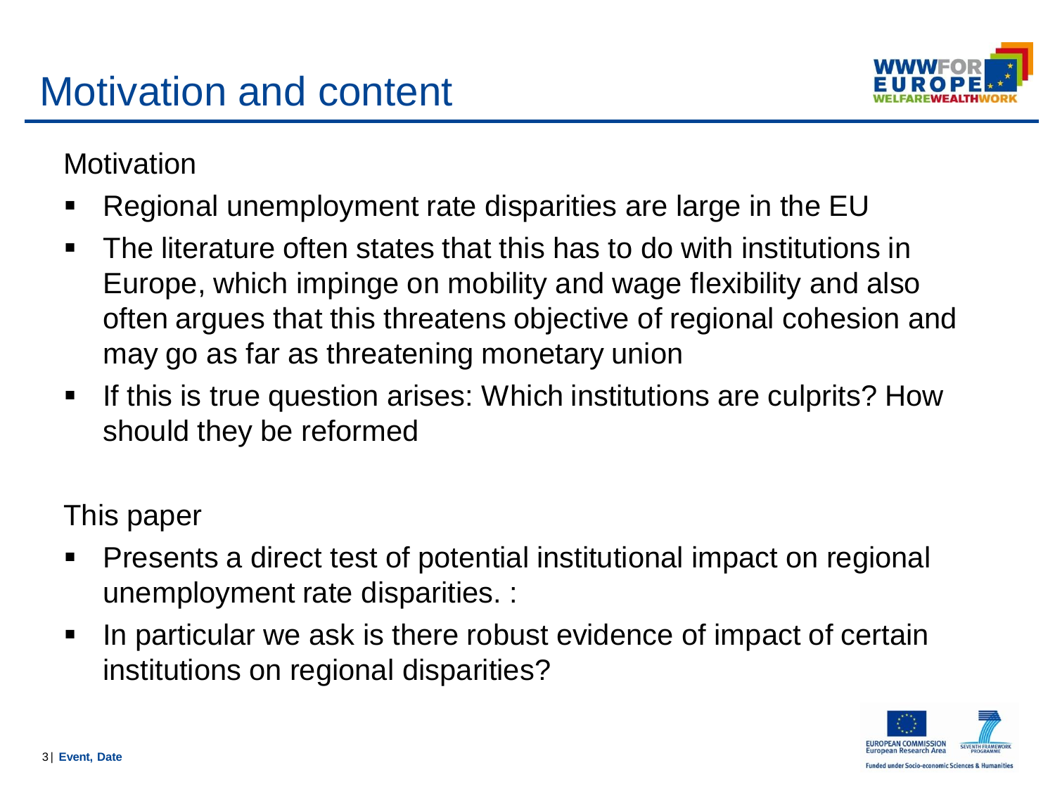# Motivation and content

Motivation

- Regional unemployment rate disparities are large in the EU
- The literature often states that this has to do with institutions in Europe, which impinge on mobility and wage flexibility and also often argues that this threatens objective of regional cohesion and may go as far as threatening monetary union
- If this is true question arises: Which institutions are culprits? How should they be reformed

This paper

- Presents a direct test of potential institutional impact on regional unemployment rate disparities. :
- In particular we ask is there robust evidence of impact of certain institutions on regional disparities?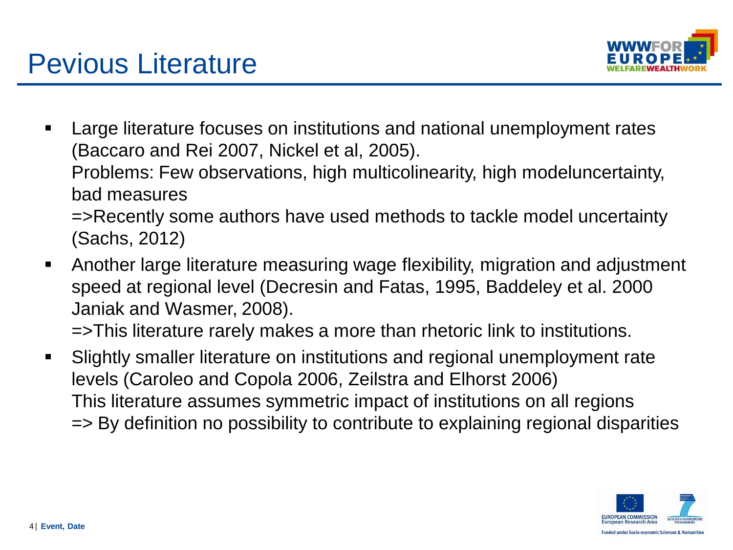# Pevious Literature

- Large literature focuses on institutions and national unemployment rates (Baccaro and Rei 2007, Nickel et al, 2005).
  Problems: Few observations, high multicolinearity, high modeluncertainty, bad measures
  =>Recently some authors have used methods to tackle model uncertainty (Sachs, 2012)
- Another large literature measuring wage flexibility, migration and adjustment speed at regional level (Decresin and Fatas, 1995, Baddeley et al. 2000 Janiak and Wasmer, 2008).
  =>This literature rarely makes a more than rhetoric link to institutions.
- Slightly smaller literature on institutions and regional unemployment rate levels (Caroleo and Copola 2006, Zeilstra and Elhorst 2006)
  This literature assumes symmetric impact of institutions on all regions
  => By definition no possibility to contribute to explaining regional disparities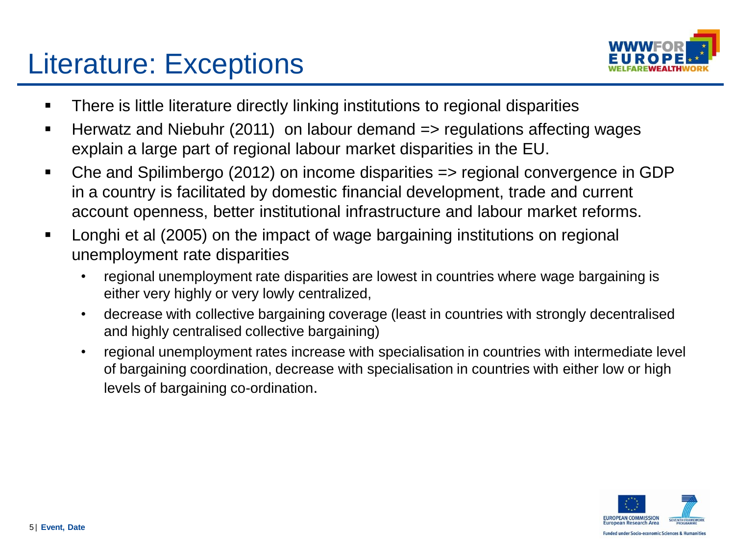# Literature: Exceptions

- There is little literature directly linking institutions to regional disparities
- Herwatz and Niebuhr (2011) on labour demand => regulations affecting wages explain a large part of regional labour market disparities in the EU.
- Che and Spilimbergo (2012) on income disparities => regional convergence in GDP in a country is facilitated by domestic financial development, trade and current account openness, better institutional infrastructure and labour market reforms.
- Longhi et al (2005) on the impact of wage bargaining institutions on regional unemployment rate disparities
  - regional unemployment rate disparities are lowest in countries where wage bargaining is either very highly or very lowly centralized,
  - decrease with collective bargaining coverage (least in countries with strongly decentralised and highly centralised collective bargaining)
  - regional unemployment rates increase with specialisation in countries with intermediate level of bargaining coordination, decrease with specialisation in countries with either low or high levels of bargaining co-ordination.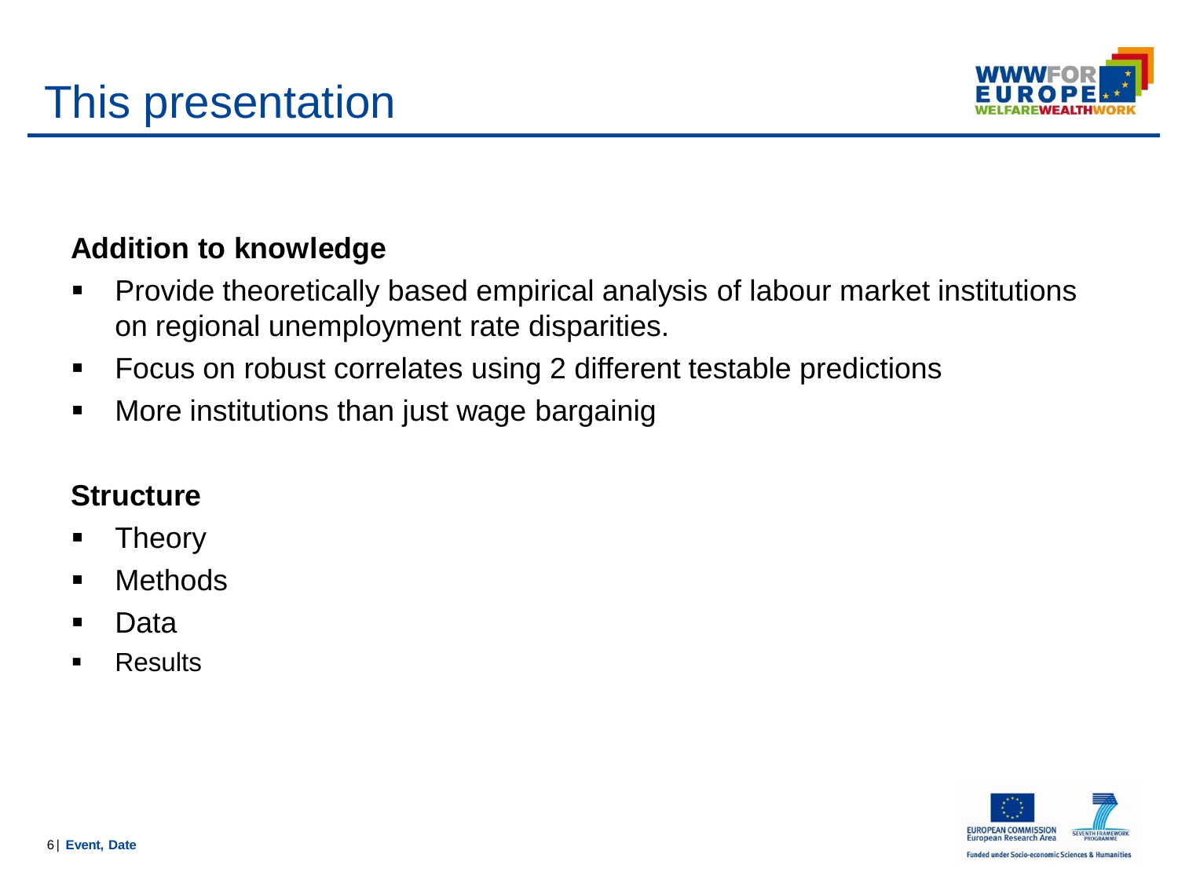# This presentation

**Addition to knowledge**

- Provide theoretically based empirical analysis of labour market institutions on regional unemployment rate disparities.
- Focus on robust correlates using 2 different testable predictions
- More institutions than just wage bargainig

**Structure**

- Theory
- Methods
- Data
- Results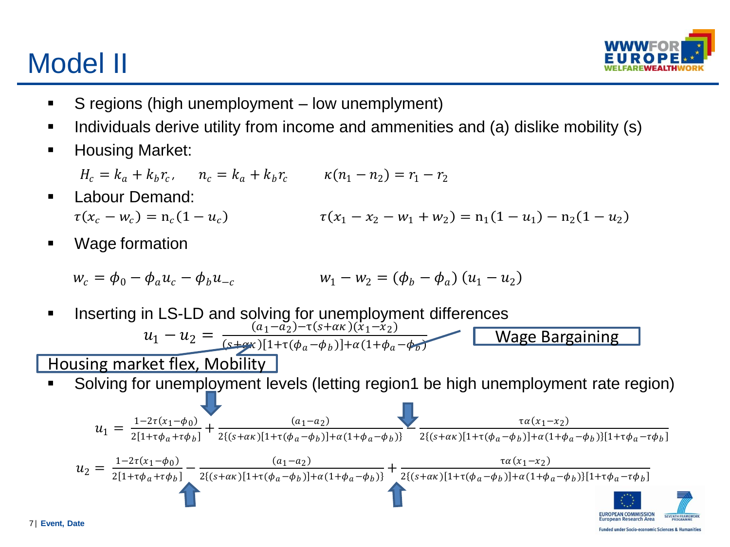# Model II

- S regions (high unemployment – low unemplyment)
- Individuals derive utility from income and ammenities and (a) dislike mobility (s)
- Housing Market:

$$H_c = k_a + k_b r_c, \quad n_c = k_a + k_b r_c \qquad \kappa(n_1 - n_2) = r_1 - r_2$$

- Labour Demand:

$$\tau(x_c - w_c) = n_c(1 - u_c) \qquad \tau(x_1 - x_2 - w_1 + w_2) = n_1(1 - u_1) - n_2(1 - u_2)$$

- Wage formation

$$w_c = \phi_0 - \phi_a u_c - \phi_b u_{-c} \qquad w_1 - w_2 = (\phi_b - \phi_a)(u_1 - u_2)$$

- Inserting in LS-LD and solving for unemployment differences

$$u_1 - u_2 = \frac{(a_1 - a_2) - \tau(s + \alpha\kappa)(x_1 - x_2)}{(s + \alpha\kappa)[1 + \tau(\phi_a - \phi_b)] + \alpha(1 + \phi_a - \phi_b)}$$

Wage Bargaining

Housing market flex, Mobility

- Solving for unemployment levels (letting region1 be high unemployment rate region)

$$u_1 = \frac{1 - 2\tau(x_1 - \phi_0)}{2[1 + \tau\phi_a + \tau\phi_b]} + \frac{(a_1 - a_2)}{2\{(s + \alpha\kappa)[1 + \tau(\phi_a - \phi_b)] + \alpha(1 + \phi_a - \phi_b)\}} - \frac{\tau\alpha(x_1 - x_2)}{2\{(s + \alpha\kappa)[1 + \tau(\phi_a - \phi_b)] + \alpha(1 + \phi_a - \phi_b)\}[1 + \tau\phi_a - \tau\phi_b]}$$

$$u_2 = \frac{1 - 2\tau(x_1 - \phi_0)}{2[1 + \tau\phi_a + \tau\phi_b]} - \frac{(a_1 - a_2)}{2\{(s + \alpha\kappa)[1 + \tau(\phi_a - \phi_b)] + \alpha(1 + \phi_a - \phi_b)\}} + \frac{\tau\alpha(x_1 - x_2)}{2\{(s + \alpha\kappa)[1 + \tau(\phi_a - \phi_b)] + \alpha(1 + \phi_a - \phi_b)\}[1 + \tau\phi_a - \tau\phi_b]}$$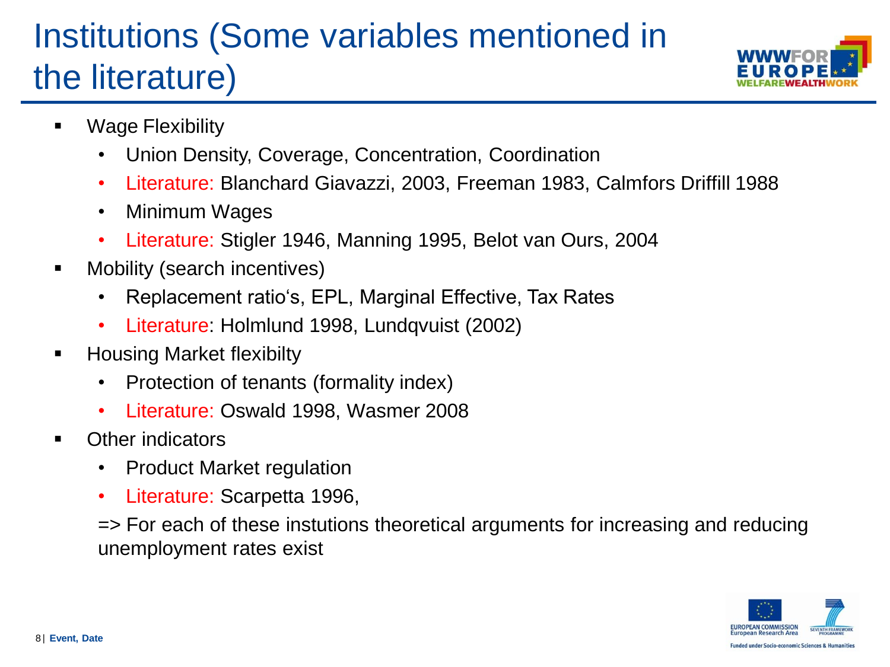# Institutions (Some variables mentioned in the literature)

- Wage Flexibility
  - Union Density, Coverage, Concentration, Coordination
  - Literature: Blanchard Giavazzi, 2003, Freeman 1983, Calmfors Driffill 1988
  - Minimum Wages
  - Literature: Stigler 1946, Manning 1995, Belot van Ours, 2004
- Mobility (search incentives)
  - Replacement ratio's, EPL, Marginal Effective, Tax Rates
  - Literature: Holmlund 1998, Lundqvuist (2002)
- Housing Market flexibilty
  - Protection of tenants (formality index)
  - Literature: Oswald 1998, Wasmer 2008
- Other indicators
  - Product Market regulation
  - Literature: Scarpetta 1996,

  => For each of these instutions theoretical arguments for increasing and reducing unemployment rates exist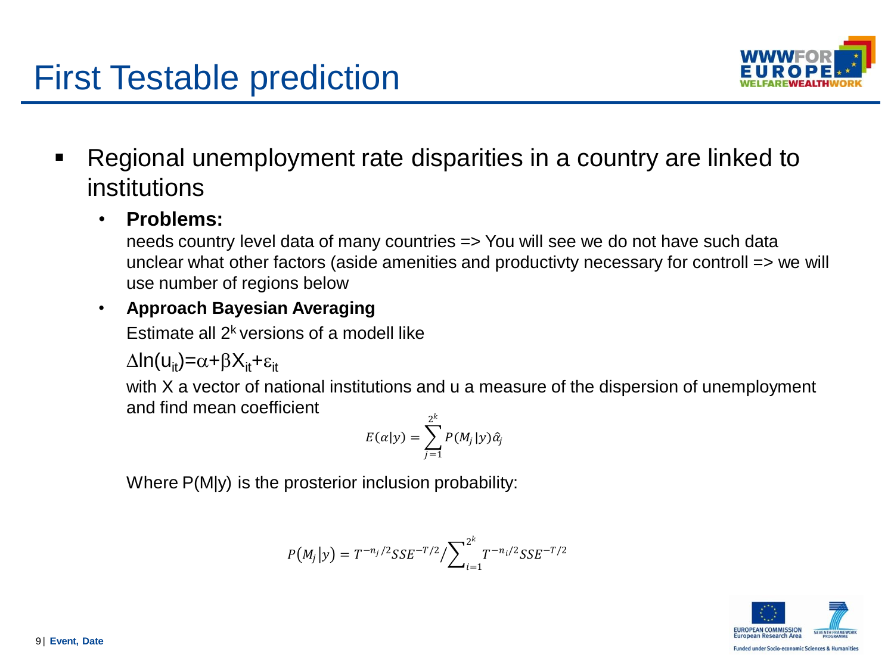# First Testable prediction

- Regional unemployment rate disparities in a country are linked to institutions
  - **Problems:**
    needs country level data of many countries => You will see we do not have such data
    unclear what other factors (aside amenities and productivty necessary for controll => we will use number of regions below
  - **Approach Bayesian Averaging**
    Estimate all $2^k$ versions of a modell like
    $\Delta \ln(u_{it}) = \alpha + \beta X_{it} + \varepsilon_{it}$
    with X a vector of national institutions and u a measure of the dispersion of unemployment and find mean coefficient

$$E(\alpha|y) = \sum_{j=1}^{2^k} P(M_j|y)\hat{\alpha}_j$$

Where P(M|y) is the prosterior inclusion probability:

$$P(M_j|y) = T^{-n_j/2} SSE^{-T/2} \Big/ \sum_{i=1}^{2^k} T^{-n_i/2} SSE^{-T/2}$$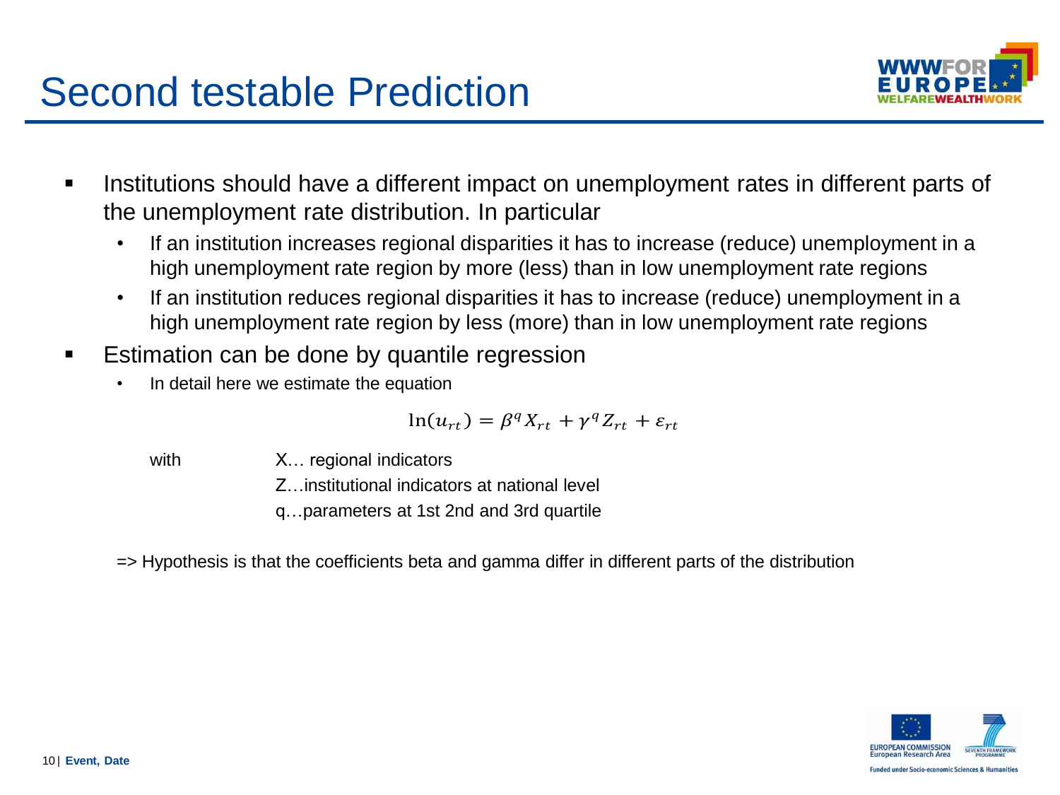# Second testable Prediction

- Institutions should have a different impact on unemployment rates in different parts of the unemployment rate distribution. In particular
  - If an institution increases regional disparities it has to increase (reduce) unemployment in a high unemployment rate region by more (less) than in low unemployment rate regions
  - If an institution reduces regional disparities it has to increase (reduce) unemployment in a high unemployment rate region by less (more) than in low unemployment rate regions
- Estimation can be done by quantile regression
  - In detail here we estimate the equation

$$\ln(u_{rt}) = \beta^q X_{rt} + \gamma^q Z_{rt} + \varepsilon_{rt}$$

with X… regional indicators

Z…institutional indicators at national level

q…parameters at 1st 2nd and 3rd quartile

=> Hypothesis is that the coefficients beta and gamma differ in different parts of the distribution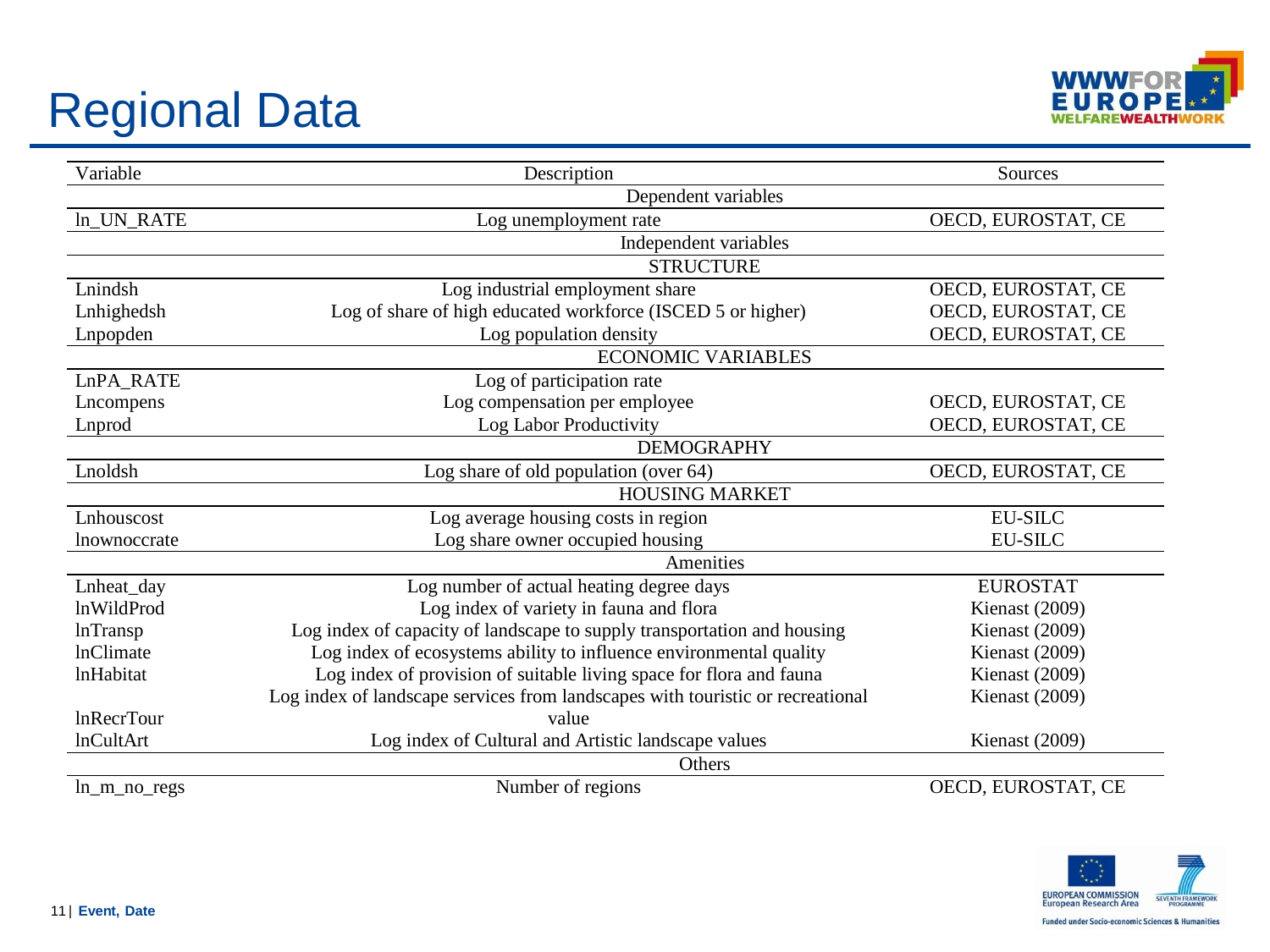# Regional Data

| Variable | Description | Sources |
|---|---|---|
| | Dependent variables | |
| ln_UN_RATE | Log unemployment rate | OECD, EUROSTAT, CE |
| | Independent variables | |
| | STRUCTURE | |
| Lnindsh | Log industrial employment share | OECD, EUROSTAT, CE |
| Lnhighedsh | Log of share of high educated workforce (ISCED 5 or higher) | OECD, EUROSTAT, CE |
| Lnpopden | Log population density | OECD, EUROSTAT, CE |
| | ECONOMIC VARIABLES | |
| LnPA_RATE | Log of participation rate | |
| Lncompens | Log compensation per employee | OECD, EUROSTAT, CE |
| Lnprod | Log Labor Productivity | OECD, EUROSTAT, CE |
| | DEMOGRAPHY | |
| Lnoldsh | Log share of old population (over 64) | OECD, EUROSTAT, CE |
| | HOUSING MARKET | |
| Lnhouscost | Log average housing costs in region | EU-SILC |
| lnownoccrate | Log share owner occupied housing | EU-SILC |
| | Amenities | |
| Lnheat_day | Log number of actual heating degree days | EUROSTAT |
| lnWildProd | Log index of variety in fauna and flora | Kienast (2009) |
| lnTransp | Log index of capacity of landscape to supply transportation and housing | Kienast (2009) |
| lnClimate | Log index of ecosystems ability to influence environmental quality | Kienast (2009) |
| lnHabitat | Log index of provision of suitable living space for flora and fauna | Kienast (2009) |
| lnRecrTour | Log index of landscape services from landscapes with touristic or recreational value | Kienast (2009) |
| lnCultArt | Log index of Cultural and Artistic landscape values | Kienast (2009) |
| | Others | |
| ln_m_no_regs | Number of regions | OECD, EUROSTAT, CE |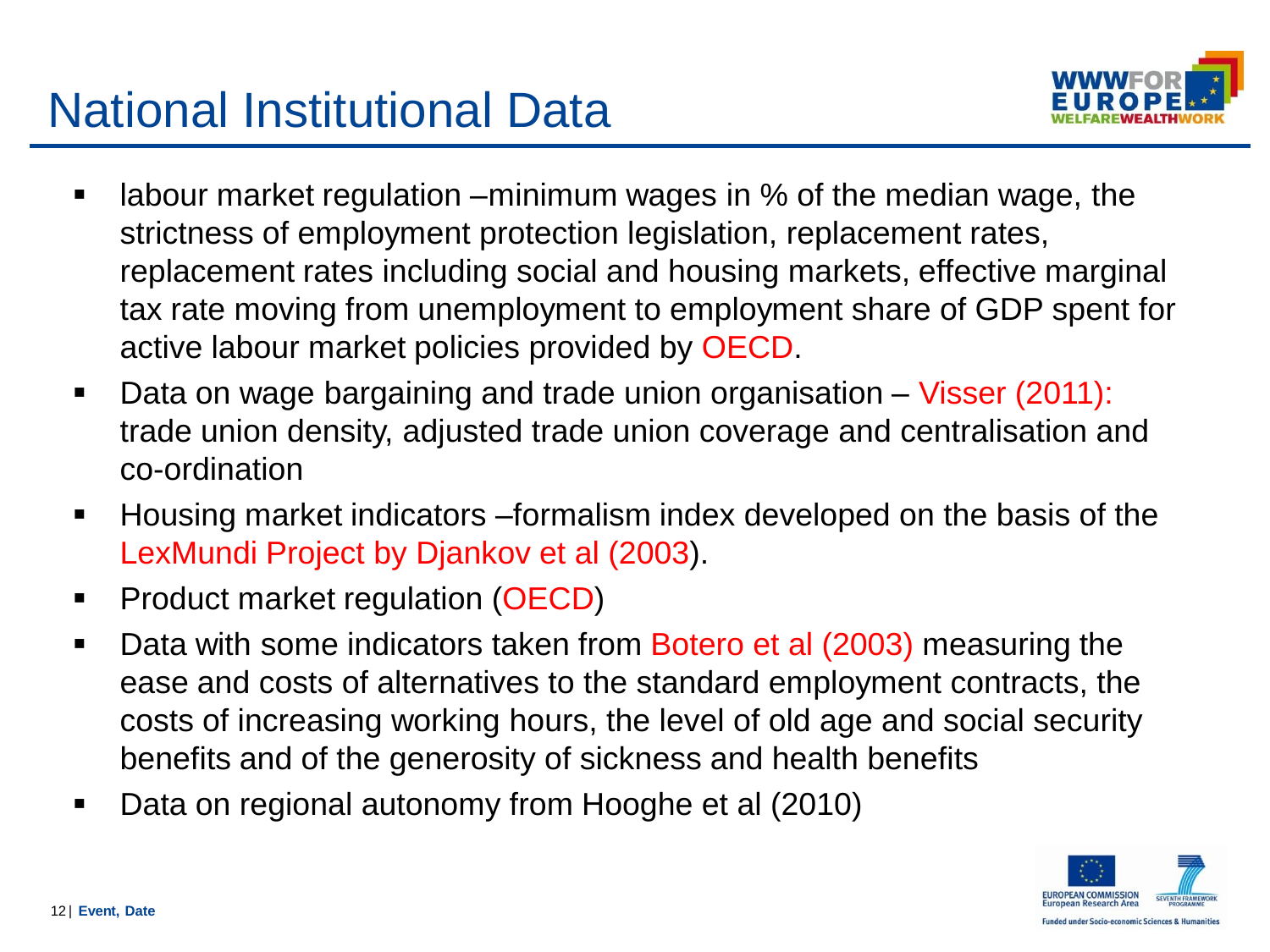# National Institutional Data

- labour market regulation –minimum wages in % of the median wage, the strictness of employment protection legislation, replacement rates, replacement rates including social and housing markets, effective marginal tax rate moving from unemployment to employment share of GDP spent for active labour market policies provided by OECD.
- Data on wage bargaining and trade union organisation – Visser (2011): trade union density, adjusted trade union coverage and centralisation and co-ordination
- Housing market indicators –formalism index developed on the basis of the LexMundi Project by Djankov et al (2003).
- Product market regulation (OECD)
- Data with some indicators taken from Botero et al (2003) measuring the ease and costs of alternatives to the standard employment contracts, the costs of increasing working hours, the level of old age and social security benefits and of the generosity of sickness and health benefits
- Data on regional autonomy from Hooghe et al (2010)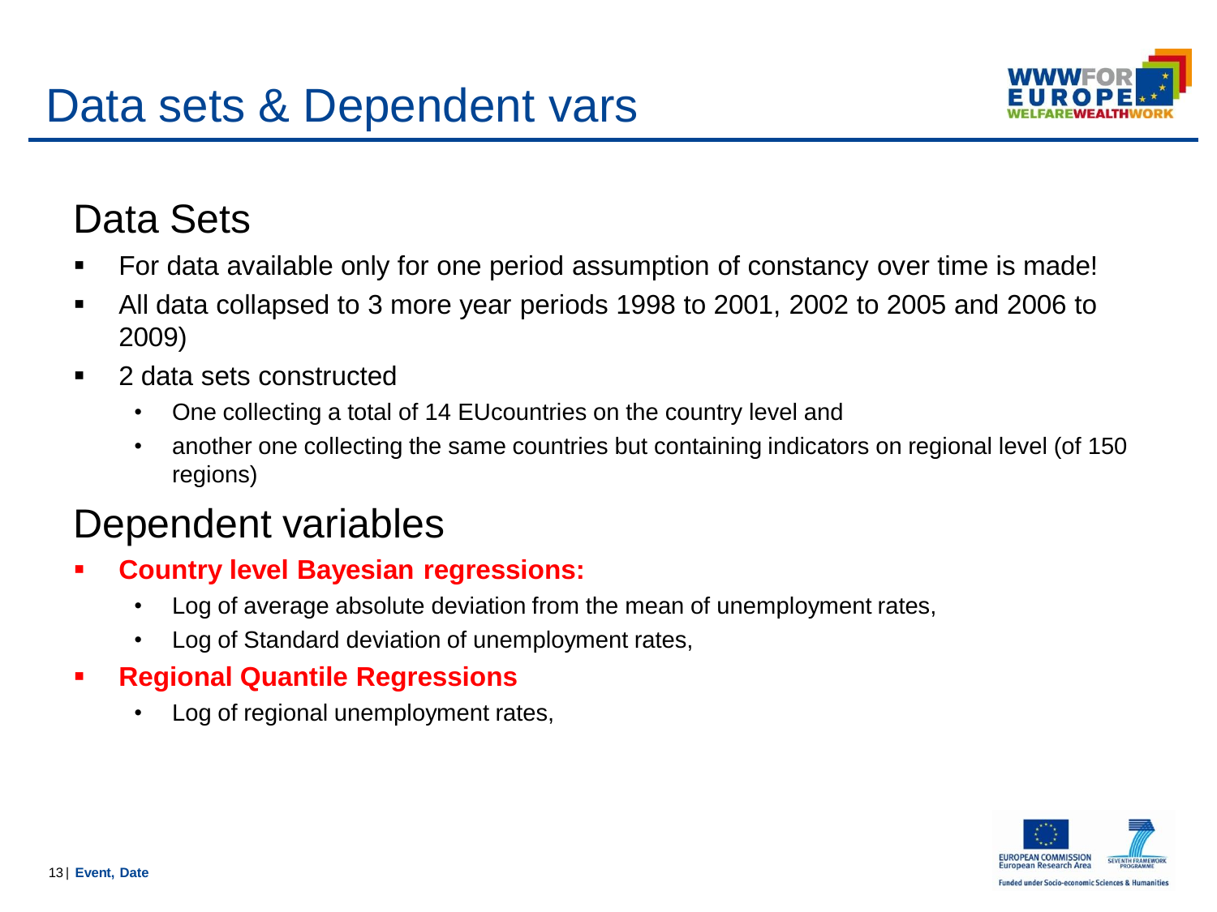# Data sets & Dependent vars

## Data Sets

- For data available only for one period assumption of constancy over time is made!
- All data collapsed to 3 more year periods 1998 to 2001, 2002 to 2005 and 2006 to 2009)
- 2 data sets constructed
  - One collecting a total of 14 EUcountries on the country level and
  - another one collecting the same countries but containing indicators on regional level (of 150 regions)

## Dependent variables

- **Country level Bayesian regressions:**
  - Log of average absolute deviation from the mean of unemployment rates,
  - Log of Standard deviation of unemployment rates,
- **Regional Quantile Regressions**
  - Log of regional unemployment rates,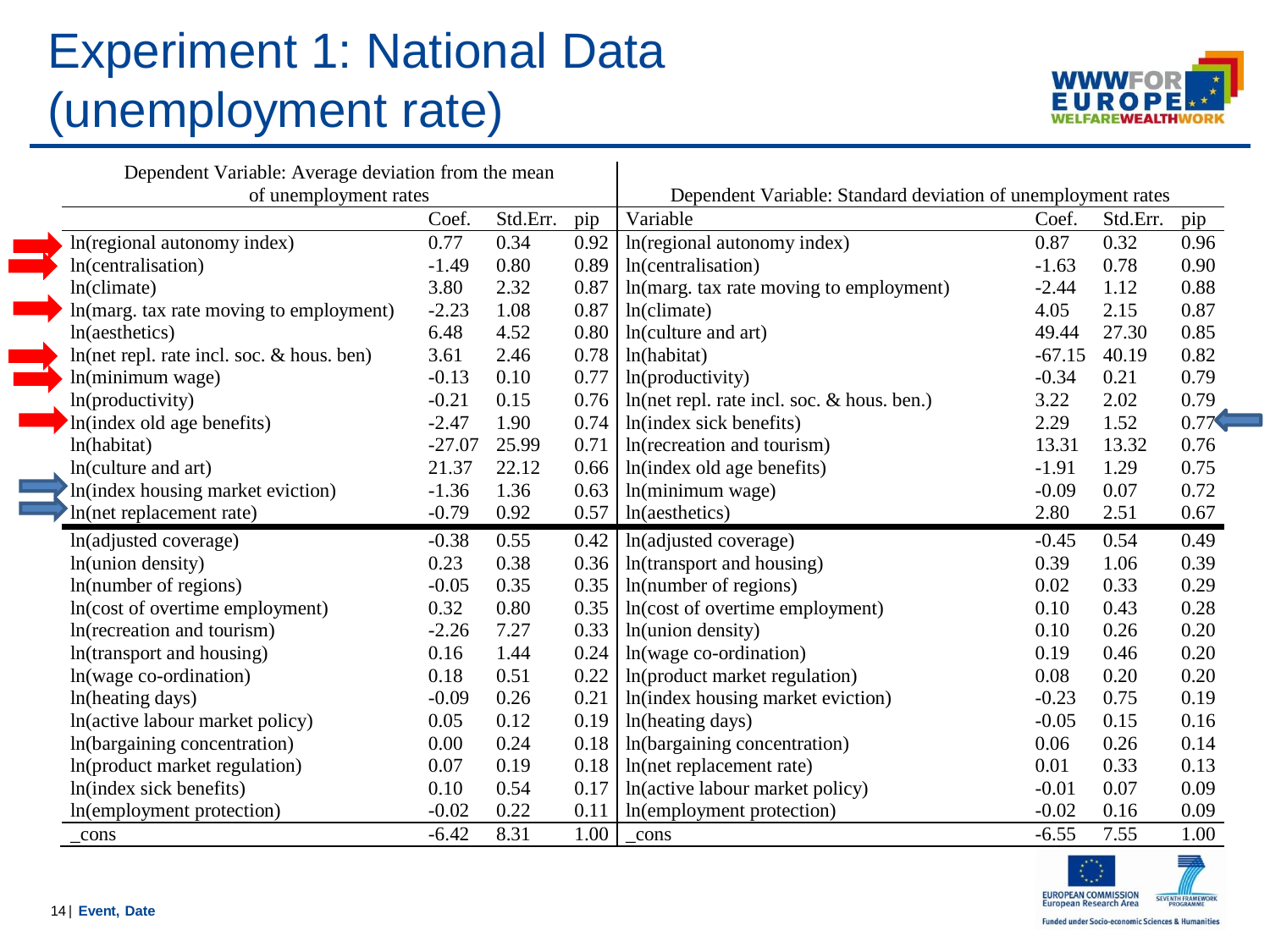# Experiment 1: National Data (unemployment rate)

| Dependent Variable: Average deviation from the mean of unemployment rates | | | | Dependent Variable: Standard deviation of unemployment rates | | | |
|---|---|---|---|---|---|---|---|
| | Coef. | Std.Err. | pip | Variable | Coef. | Std.Err. | pip |
| ln(regional autonomy index) | 0.77 | 0.34 | 0.92 | ln(regional autonomy index) | 0.87 | 0.32 | 0.96 |
| ln(centralisation) | -1.49 | 0.80 | 0.89 | ln(centralisation) | -1.63 | 0.78 | 0.90 |
| ln(climate) | 3.80 | 2.32 | 0.87 | ln(marg. tax rate moving to employment) | -2.44 | 1.12 | 0.88 |
| ln(marg. tax rate moving to employment) | -2.23 | 1.08 | 0.87 | ln(climate) | 4.05 | 2.15 | 0.87 |
| ln(aesthetics) | 6.48 | 4.52 | 0.80 | ln(culture and art) | 49.44 | 27.30 | 0.85 |
| ln(net repl. rate incl. soc. & hous. ben) | 3.61 | 2.46 | 0.78 | ln(habitat) | -67.15 | 40.19 | 0.82 |
| ln(minimum wage) | -0.13 | 0.10 | 0.77 | ln(productivity) | -0.34 | 0.21 | 0.79 |
| ln(productivity) | -0.21 | 0.15 | 0.76 | ln(net repl. rate incl. soc. & hous. ben.) | 3.22 | 2.02 | 0.79 |
| ln(index old age benefits) | -2.47 | 1.90 | 0.74 | ln(index sick benefits) | 2.29 | 1.52 | 0.77 |
| ln(habitat) | -27.07 | 25.99 | 0.71 | ln(recreation and tourism) | 13.31 | 13.32 | 0.76 |
| ln(culture and art) | 21.37 | 22.12 | 0.66 | ln(index old age benefits) | -1.91 | 1.29 | 0.75 |
| ln(index housing market eviction) | -1.36 | 1.36 | 0.63 | ln(minimum wage) | -0.09 | 0.07 | 0.72 |
| ln(net replacement rate) | -0.79 | 0.92 | 0.57 | ln(aesthetics) | 2.80 | 2.51 | 0.67 |
| ln(adjusted coverage) | -0.38 | 0.55 | 0.42 | ln(adjusted coverage) | -0.45 | 0.54 | 0.49 |
| ln(union density) | 0.23 | 0.38 | 0.36 | ln(transport and housing) | 0.39 | 1.06 | 0.39 |
| ln(number of regions) | -0.05 | 0.35 | 0.35 | ln(number of regions) | 0.02 | 0.33 | 0.29 |
| ln(cost of overtime employment) | 0.32 | 0.80 | 0.35 | ln(cost of overtime employment) | 0.10 | 0.43 | 0.28 |
| ln(recreation and tourism) | -2.26 | 7.27 | 0.33 | ln(union density) | 0.10 | 0.26 | 0.20 |
| ln(transport and housing) | 0.16 | 1.44 | 0.24 | ln(wage co-ordination) | 0.19 | 0.46 | 0.20 |
| ln(wage co-ordination) | 0.18 | 0.51 | 0.22 | ln(product market regulation) | 0.08 | 0.20 | 0.20 |
| ln(heating days) | -0.09 | 0.26 | 0.21 | ln(index housing market eviction) | -0.23 | 0.75 | 0.19 |
| ln(active labour market policy) | 0.05 | 0.12 | 0.19 | ln(heating days) | -0.05 | 0.15 | 0.16 |
| ln(bargaining concentration) | 0.00 | 0.24 | 0.18 | ln(bargaining concentration) | 0.06 | 0.26 | 0.14 |
| ln(product market regulation) | 0.07 | 0.19 | 0.18 | ln(net replacement rate) | 0.01 | 0.33 | 0.13 |
| ln(index sick benefits) | 0.10 | 0.54 | 0.17 | ln(active labour market policy) | -0.01 | 0.07 | 0.09 |
| ln(employment protection) | -0.02 | 0.22 | 0.11 | ln(employment protection) | -0.02 | 0.16 | 0.09 |
| _cons | -6.42 | 8.31 | 1.00 | _cons | -6.55 | 7.55 | 1.00 |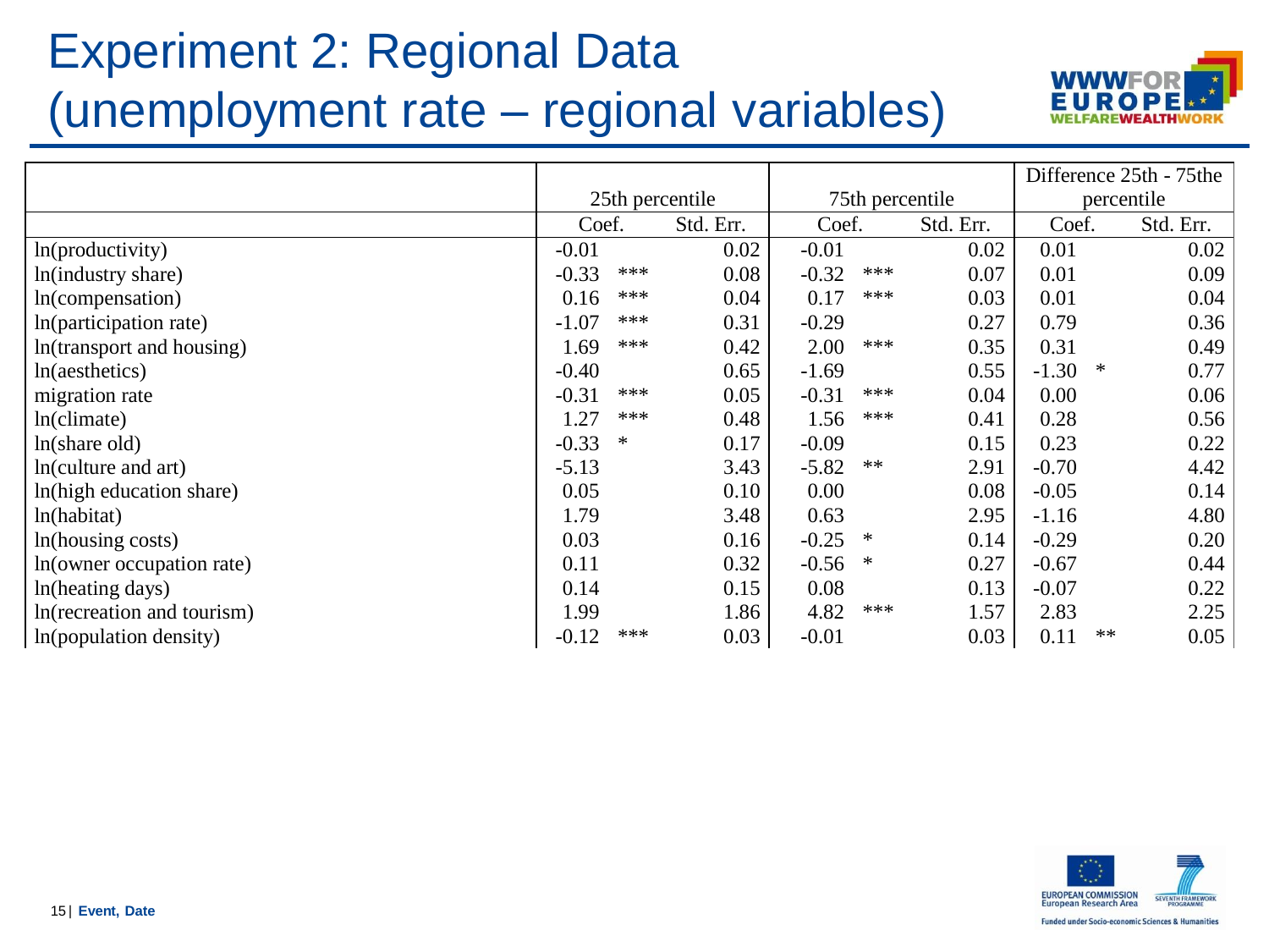# Experiment 2: Regional Data (unemployment rate – regional variables)

| | 25th percentile | | 75th percentile | | Difference 25th - 75the percentile | |
|---|---|---|---|---|---|---|
| | Coef. | Std. Err. | Coef. | Std. Err. | Coef. | Std. Err. |
| ln(productivity) | -0.01 | 0.02 | -0.01 | 0.02 | 0.01 | 0.02 |
| ln(industry share) | -0.33 *** | 0.08 | -0.32 *** | 0.07 | 0.01 | 0.09 |
| ln(compensation) | 0.16 *** | 0.04 | 0.17 *** | 0.03 | 0.01 | 0.04 |
| ln(participation rate) | -1.07 *** | 0.31 | -0.29 | 0.27 | 0.79 | 0.36 |
| ln(transport and housing) | 1.69 *** | 0.42 | 2.00 *** | 0.35 | 0.31 | 0.49 |
| ln(aesthetics) | -0.40 | 0.65 | -1.69 | 0.55 | -1.30 * | 0.77 |
| migration rate | -0.31 *** | 0.05 | -0.31 *** | 0.04 | 0.00 | 0.06 |
| ln(climate) | 1.27 *** | 0.48 | 1.56 *** | 0.41 | 0.28 | 0.56 |
| ln(share old) | -0.33 * | 0.17 | -0.09 | 0.15 | 0.23 | 0.22 |
| ln(culture and art) | -5.13 | 3.43 | -5.82 ** | 2.91 | -0.70 | 4.42 |
| ln(high education share) | 0.05 | 0.10 | 0.00 | 0.08 | -0.05 | 0.14 |
| ln(habitat) | 1.79 | 3.48 | 0.63 | 2.95 | -1.16 | 4.80 |
| ln(housing costs) | 0.03 | 0.16 | -0.25 * | 0.14 | -0.29 | 0.20 |
| ln(owner occupation rate) | 0.11 | 0.32 | -0.56 * | 0.27 | -0.67 | 0.44 |
| ln(heating days) | 0.14 | 0.15 | 0.08 | 0.13 | -0.07 | 0.22 |
| ln(recreation and tourism) | 1.99 | 1.86 | 4.82 *** | 1.57 | 2.83 | 2.25 |
| ln(population density) | -0.12 *** | 0.03 | -0.01 | 0.03 | 0.11 ** | 0.05 |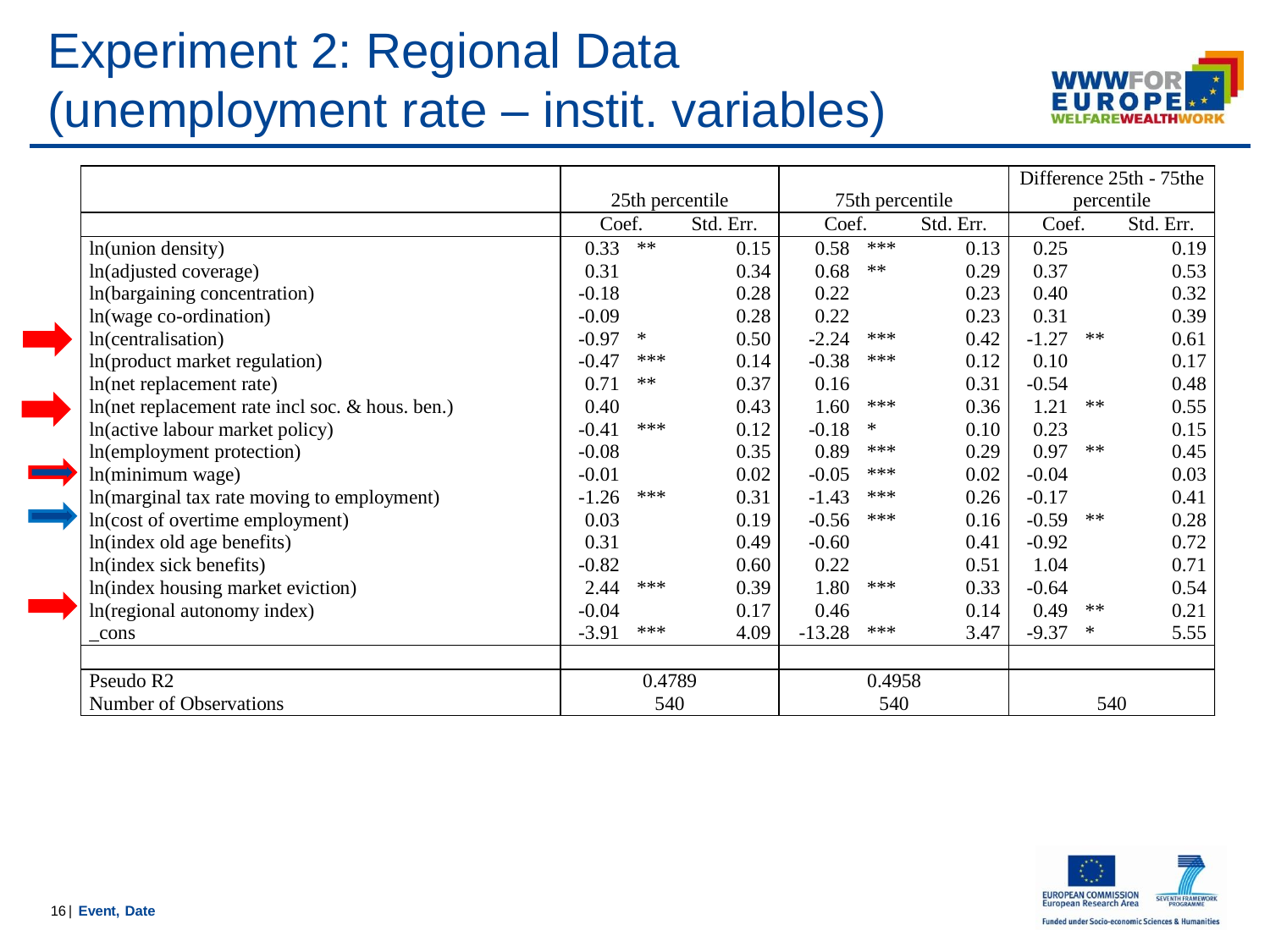# Experiment 2: Regional Data (unemployment rate – instit. variables)

| | 25th percentile | | | 75th percentile | | | Difference 25th - 75the percentile | | |
|---|---|---|---|---|---|---|---|---|---|
| | Coef. | | Std. Err. | Coef. | | Std. Err. | Coef. | | Std. Err. |
| ln(union density) | 0.33 | ** | 0.15 | 0.58 | *** | 0.13 | 0.25 | | 0.19 |
| ln(adjusted coverage) | 0.31 | | 0.34 | 0.68 | ** | 0.29 | 0.37 | | 0.53 |
| ln(bargaining concentration) | -0.18 | | 0.28 | 0.22 | | 0.23 | 0.40 | | 0.32 |
| ln(wage co-ordination) | -0.09 | | 0.28 | 0.22 | | 0.23 | 0.31 | | 0.39 |
| ln(centralisation) | -0.97 | * | 0.50 | -2.24 | *** | 0.42 | -1.27 | ** | 0.61 |
| ln(product market regulation) | -0.47 | *** | 0.14 | -0.38 | *** | 0.12 | 0.10 | | 0.17 |
| ln(net replacement rate) | 0.71 | ** | 0.37 | 0.16 | | 0.31 | -0.54 | | 0.48 |
| ln(net replacement rate incl soc. & hous. ben.) | 0.40 | | 0.43 | 1.60 | *** | 0.36 | 1.21 | ** | 0.55 |
| ln(active labour market policy) | -0.41 | *** | 0.12 | -0.18 | * | 0.10 | 0.23 | | 0.15 |
| ln(employment protection) | -0.08 | | 0.35 | 0.89 | *** | 0.29 | 0.97 | ** | 0.45 |
| ln(minimum wage) | -0.01 | | 0.02 | -0.05 | *** | 0.02 | -0.04 | | 0.03 |
| ln(marginal tax rate moving to employment) | -1.26 | *** | 0.31 | -1.43 | *** | 0.26 | -0.17 | | 0.41 |
| ln(cost of overtime employment) | 0.03 | | 0.19 | -0.56 | *** | 0.16 | -0.59 | ** | 0.28 |
| ln(index old age benefits) | 0.31 | | 0.49 | -0.60 | | 0.41 | -0.92 | | 0.72 |
| ln(index sick benefits) | -0.82 | | 0.60 | 0.22 | | 0.51 | 1.04 | | 0.71 |
| ln(index housing market eviction) | 2.44 | *** | 0.39 | 1.80 | *** | 0.33 | -0.64 | | 0.54 |
| ln(regional autonomy index) | -0.04 | | 0.17 | 0.46 | | 0.14 | 0.49 | ** | 0.21 |
| _cons | -3.91 | *** | 4.09 | -13.28 | *** | 3.47 | -9.37 | * | 5.55 |
| Pseudo R2 | 0.4789 | | | 0.4958 | | | | | |
| Number of Observations | 540 | | | 540 | | | 540 | | |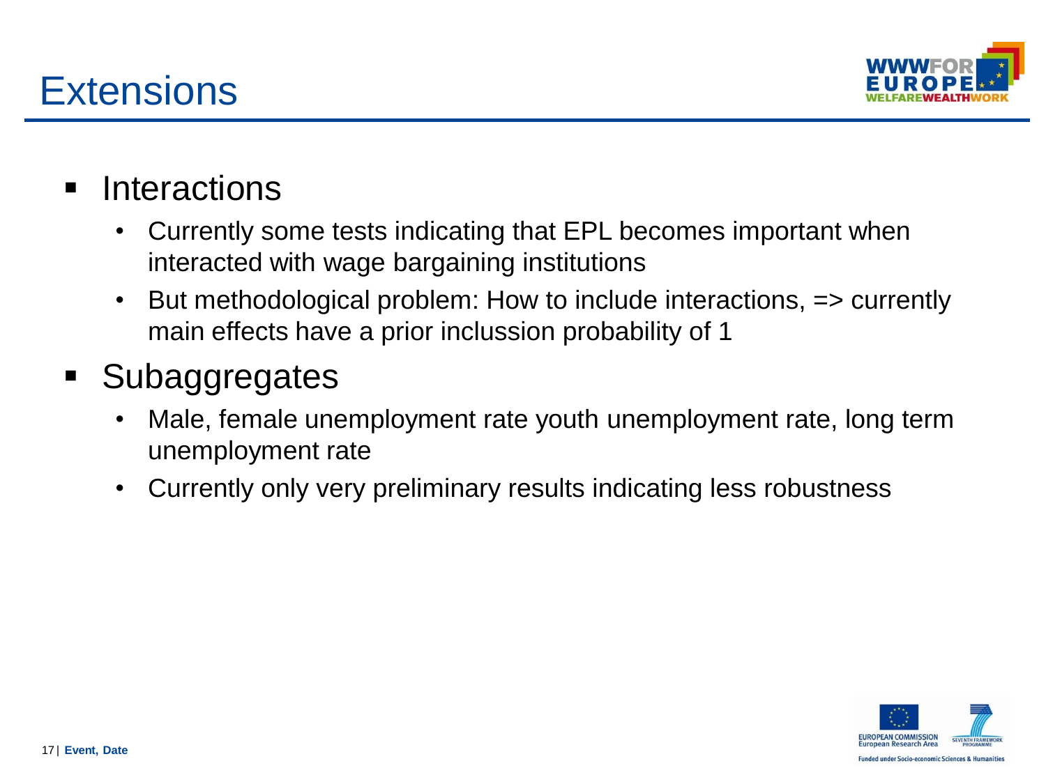# Extensions

- Interactions
  - Currently some tests indicating that EPL becomes important when interacted with wage bargaining institutions
  - But methodological problem: How to include interactions, => currently main effects have a prior inclussion probability of 1
- Subaggregates
  - Male, female unemployment rate youth unemployment rate, long term unemployment rate
  - Currently only very preliminary results indicating less robustness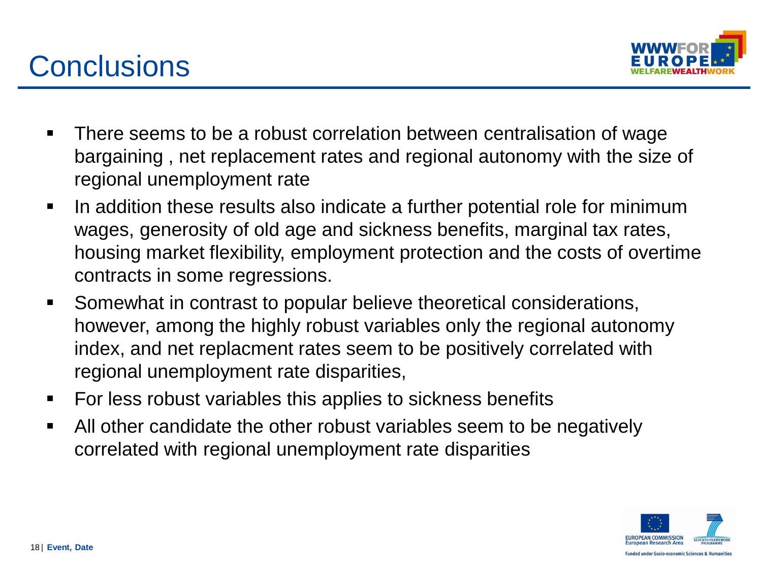# Conclusions

- There seems to be a robust correlation between centralisation of wage bargaining , net replacement rates and regional autonomy with the size of regional unemployment rate
- In addition these results also indicate a further potential role for minimum wages, generosity of old age and sickness benefits, marginal tax rates, housing market flexibility, employment protection and the costs of overtime contracts in some regressions.
- Somewhat in contrast to popular believe theoretical considerations, however, among the highly robust variables only the regional autonomy index, and net replacment rates seem to be positively correlated with regional unemployment rate disparities,
- For less robust variables this applies to sickness benefits
- All other candidate the other robust variables seem to be negatively correlated with regional unemployment rate disparities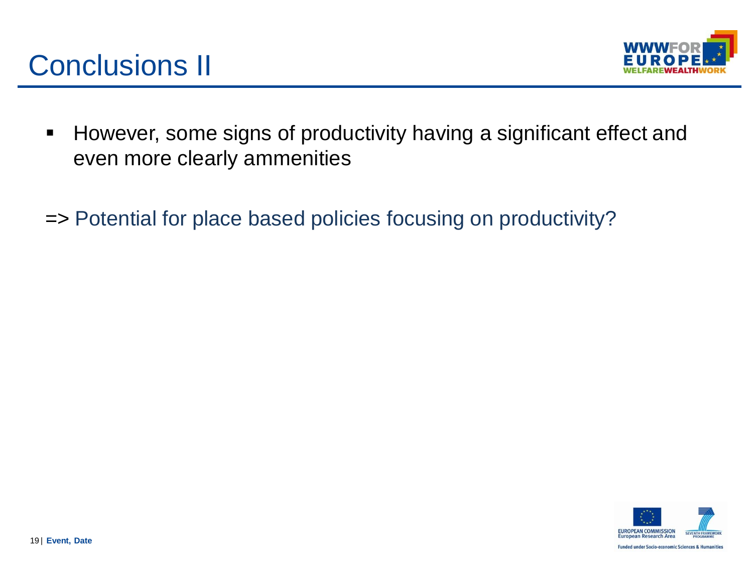# Conclusions II

- However, some signs of productivity having a significant effect and even more clearly ammenities

=> Potential for place based policies focusing on productivity?